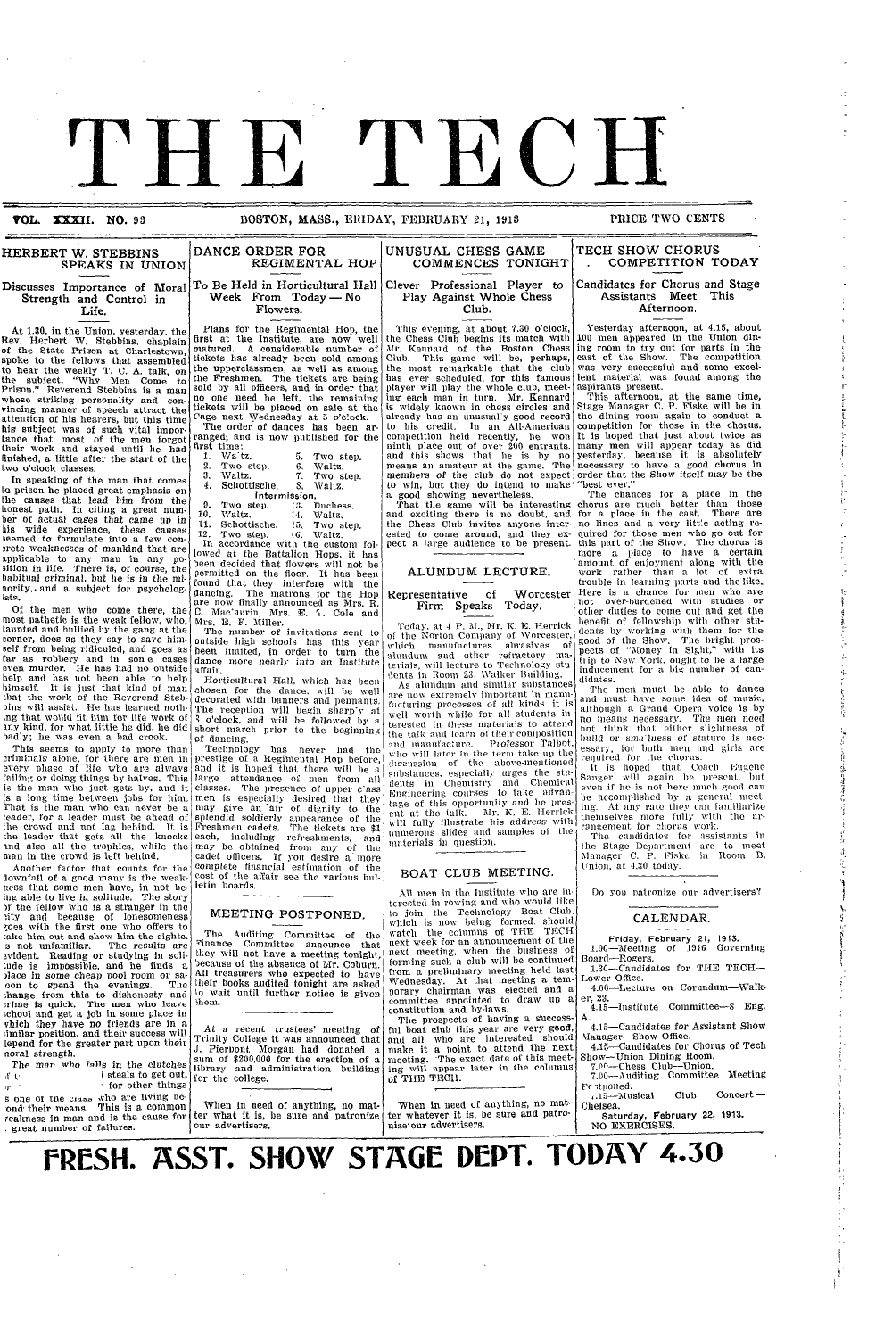# THE TECH

VOL. XXXII. NO. 93 BOSTON, MASS., FRIDAY, FEBRUARY 21, 1913 PRICE TWO CENTS

## HERBERT W. STEBBINS SPEAKS IN UNION

### Discusses Importance of Moral Strength and Control in Life.

At 1.30, in the Union, yesterday, the Rev. Herbert W. Stebbins, chaplain of the State Prison at Charlestown, spoke to the fellows that assembled to hear the weekly T. C. A. talk, on the subject, "Why Men Come to Prison." Reverend Stebbins is a man whose striking personality and convincing manner of speech attract the attention of his hearers, but this time his subject was of such vital importance that most of the men forgot their work and stayed until he had finished, a little after the start of the two o'clock classes.

In speaking of the man that comes to prison he placed great emphasis on the causes that lead him from the honest path. In citing a great number of actual cases that came up in his wide experience, these causes seemed to formulate into a few concrete weaknesses of mankind that are applicable to any man in any position in life. There is, of course, the habitual criminal, but he is in the minority, and a subject for psychologists.

Of the men who come there, the most pathetic is the weak fellow, who, taunted and bullied by the gang at the corner, does as they say to save himself from being ridiculed, and goes as far as robbery and in some cases even murder. He has had no outside help and has not been able to help himself. It is just that kind of man that the work of the Reverend Stebbins will assist. He has learned nothing that would fit him for life work of any kind, for what little he did, he did badly; he was even a bad crook.

This seems to apply to more than criminals alone, for there are men in every phase of life who are always failing or doing things by halves. This is the man who just gets by, and it is a long time before he gets jobs for him. That is the man who can never be a leader, for a leader must be ahead of the crowd and not lag behind. It is the leader that gets all the knocks and also all the trophies, while the man in the crowd is left behind.

Another factor that counts for the downfall of a good many is the weakness that some men have, in not being able to live in solitude. The story of the fellow who is a stranger in the city and because of lonesomeness goes with the first one who offers to take him out and show him the sights, is not unfamiliar. The results are evident. Reading or studying in solitude is impossible, and he finds a place in some cheap pool room or saloon to spend the evenings. The change from this to dishonesty and crime is quick. The men who leave school and get a job in some place in which they have no friends are in a similar position, and their success will depend for the greater part upon their moral strength.

The man who falls in the clutches of [...] steals to get out, or [...] for other things is one of the class who are living beyond their means. This is a common weakness in man and is the cause for a great number of failures.

## DANCE ORDER FOR REGIMENTAL HOP

### To Be Held in Horticultural Hall Week From Today—No Flowers.

Plans for the Regimental Hop, the first at the Institute, are now well matured. A considerable number of tickets has already been sold among the upperclassmen, as well as among the Freshmen. The tickets are being sold by all officers, and in order that no one need be left, the remaining tickets will be placed on sale at the Cage next Wednesday at 5 o'clock.

The order of dances has been arranged, and is now published for the first time:

1. Waltz.
2. Two step.
3. Waltz.
4. Schottische.
5. Two step.
6. Waltz.
7. Two step.
8. Waltz.

Intermission.

9. Two step.
10. Waltz.
11. Schottische.
12. Two step.
13. Duchess.
14. Waltz.
15. Two step.
16. Waltz.

In accordance with the custom followed at the Battalion Hops, it has been decided that flowers will not be permitted on the floor. It has been found that they interfere with the dancing. The matrons for the Hop are now finally announced as Mrs. R. C. Maclaurin, Mrs. E. F. Cole and Mrs. E. F. Miller.

The number of invitations sent to outside high schools has this year been limited, in order to turn the dance more nearly into an Institute affair.

Horticultural Hall, which has been chosen for the dance, will be well decorated with banners and pennants. The reception will begin sharply at 8 o'clock, and will be followed by a short march prior to the beginning of dancing.

Technology has never had the prestige of a Regimental Hop before, and it is hoped that there will be a large attendance of men from all classes. The presence of upper class men is especially desired that they may give an air of dignity to the splendid soldierly appearance of the Freshmen cadets. The tickets are $1 each, including refreshments, and may be obtained from any of the cadet officers. If you desire a more complete financial estimation of the cost of the affair see the various bulletin boards.

## MEETING POSTPONED.

The Auditing Committee of the Finance Committee announce that they will not have a meeting tonight, because of the absence of Mr. Coburn. All treasurers who expected to have their books audited tonight are asked to wait until further notice is given them.

At a recent trustees' meeting of Trinity College it was announced that J. Pierpont Morgan had donated a sum of $200,000 for the erection of a library and administration building for the college.

When in need of anything, no matter what it is, be sure and patronize our advertisers.

## UNUSUAL CHESS GAME COMMENCES TONIGHT

### Clever Professional Player to Play Against Whole Chess Club.

This evening, at about 7.30 o'clock, the Chess Club begins its match with Mr. Kennard of the Boston Chess Club. This game will be, perhaps, the most remarkable that the club has ever scheduled, for this famous player will play the whole club, meeting each man in turn. Mr. Kennard is widely known in chess circles and already has an unusually good record to his credit. In an All-American competition held recently, he won ninth place out of over 200 entrants, and this shows that he is by no means an amateur at the game. The members of the club do not expect to win, but they do intend to make a good showing nevertheless.

That the game will be interesting and exciting there is no doubt, and the Chess Club invites anyone interested to come around, and they expect a large audience to be present.

## ALUNDUM LECTURE.

### Representative of Worcester Firm Speaks Today.

Today, at 4 P. M., Mr. K. E. Herrick of the Norton Company of Worcester, which manufactures abrasives of alundum and other refractory materials, will lecture to Technology students in Room 23, Walker Building.

As alundum and similar substances are now extremely important in manufacturing processes of all kinds it is well worth while for all students interested in these materials to attend the talk and learn of their composition and manufacture. Professor Talbot, who will later in the term take up the discussion of the above-mentioned substances, especially urges the students in Chemistry and Chemical Engineering courses to take advantage of this opportunity and be present at the talk. Mr. K. E. Herrick will fully illustrate his address with numerous slides and samples of the materials in question.

## BOAT CLUB MEETING.

All men in the Institute who are interested in rowing and who would like to join the Technology Boat Club, which is now being formed, should watch the columns of THE TECH next week for an announcement of the next meeting, when the business of forming such a club will be continued from a preliminary meeting held last Wednesday. At that meeting a temporary chairman was elected and a committee appointed to draw up a constitution and by-laws.

The prospects of having a successful boat club this year are very good, and all who are interested should make it a point to attend the next meeting. The exact date of this meeting will appear later in the columns of THE TECH.

When in need of anything, no matter whatever it is, be sure and patronize our advertisers.

## TECH SHOW CHORUS COMPETITION TODAY

### Candidates for Chorus and Stage Assistants Meet This Afternoon.

Yesterday afternoon, at 4.15, about 100 men appeared in the Union dining room to try out for parts in the cast of the Show. The competition was very successful and some excellent material was found among the aspirants present.

This afternoon, at the same time, Stage Manager C. P. Fiske will be in the dining room again to conduct a competition for those in the chorus. It is hoped that just about twice as many men will appear today as did yesterday, because it is absolutely necessary to have a good chorus in order that the Show itself may be the "best ever."

The chances for a place in the chorus are much better than those for a place in the cast. There are no lines and a very little acting required for those men who go out for this part of the Show. The chorus is more a place to have a certain amount of enjoyment along with the work rather than a lot of extra trouble in learning parts and the like. Here is a chance for men who are not over-burdened with studies or other duties to come out and get the benefit of fellowship with other students by working with them for the good of the Show. The bright prospects of "Money in Sight," with its trip to New York, ought to be a large inducement for a big number of candidates.

The men must be able to dance and must have some idea of music, although a Grand Opera voice is by no means necessary. The men need not think that either slightness of build or smallness of stature is necessary, for both men and girls are required for the chorus.

It is hoped that Coach Eugene Sanger will again be present, but even if he is not here much good can be accomplished by a general meeting. At any rate they can familiarize themselves more fully with the arrangement for chorus work.

The candidates for assistants in the Stage Department are to meet Manager C. P. Fiske in Room B, Union, at 4.30 today.

Do you patronize our advertisers?

## CALENDAR.

**Friday, February 21, 1913.**

1.00—Meeting of 1916 Governing Board—Rogers.

1.30—Candidates for THE TECH—Lower Office.

4.00—Lecture on Corundum—Walker, 23.

4.15—Institute Committee—8 Eng. A.

4.15—Candidates for Assistant Show Manager—Show Office.

4.15—Candidates for Chorus of Tech Show—Union Dining Room.

7.00—Chess Club—Union.

7.00—Auditing Committee Meeting Postponed.

7.15—Musical Club Concert—Chelsea.

**Saturday, February 22, 1913.**

NO EXERCISES.

# FRESH. ASST. SHOW STAGE DEPT. TODAY 4.30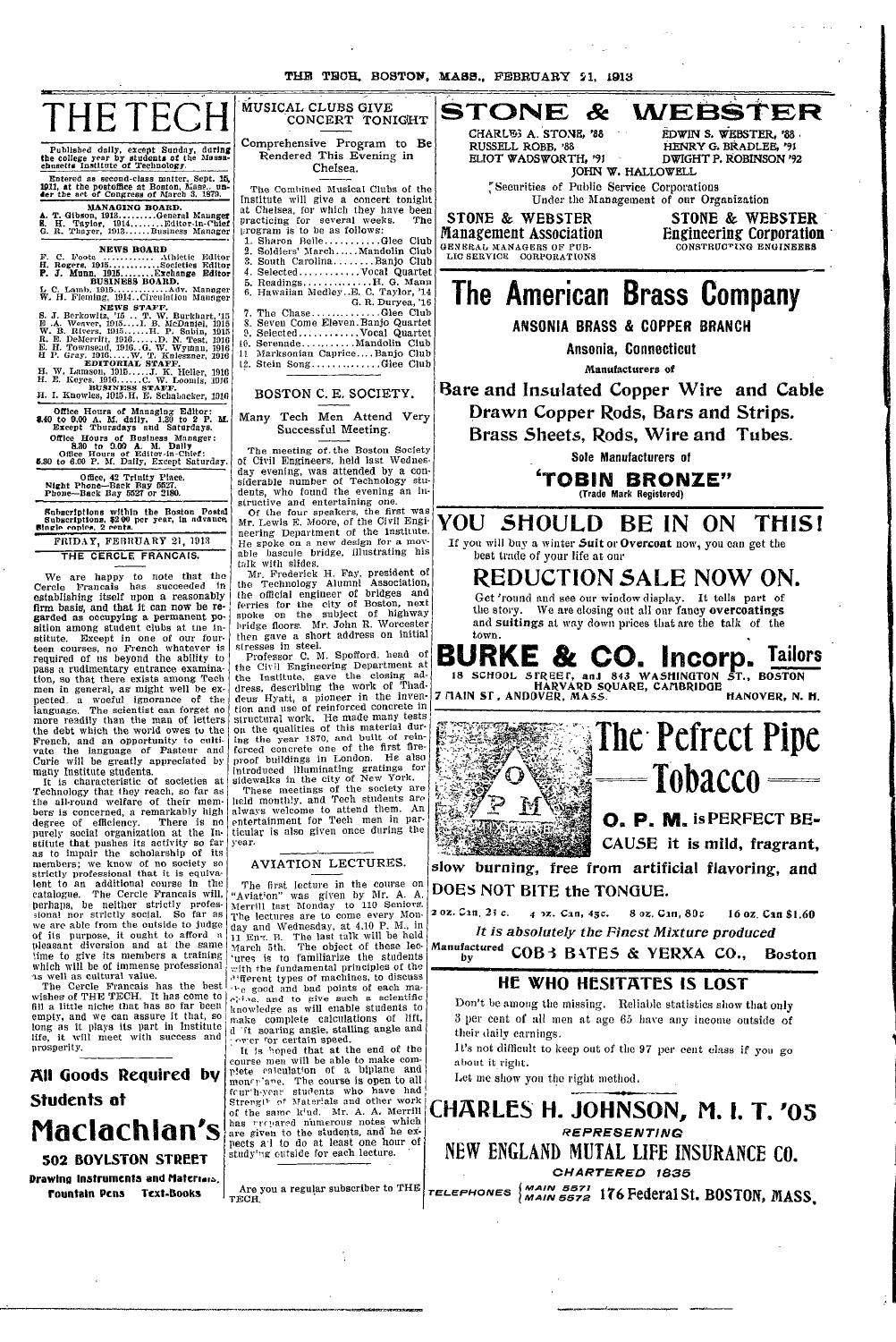# THE TECH

Published daily, except Sunday, during the college year by students of the Massachusetts Institute of Technology.

Entered as second-class matter, Sept. 15, 1911, at the postoffice at Boston, Mass., under the act of Congress of March 3, 1879.

**MANAGING BOARD.**

A. T. Gibson, 1913.........General Manager
S. H. Taylor, 1914.........Editor-in-Chief
G. R. Thayer, 1913.......Business Manager

**NEWS BOARD**

F. C. Foote ...........Athletic Editor
H. Rogers, 1915............Societies Editor
P. J. Munn, 1915.........Exchange Editor

**BUSINESS BOARD.**

L. C. Lamb, 1915..........Adv. Manager
W. H. Fleming, 1914...Circulation Manager

**NEWS STAFF.**

S. J. Berkowitz, '15 .. T. W. Burkhart, '15
E. A. Weaver, 1915....I. B. McDaniel, 1915
W. B. Rivers, 1915......H. P. Sabin, 1915
R. E. DeMerritt, 1916......D. N. Test, 1916
E. H. Townsend, 1916..G. W. Wyman, 1916
H P. Gray, 1916.......W. T. Knieszner, 1916

**EDITORIAL STAFF.**

H. W. Lamson, 1915......J. K. Heller, 1916
H. E. Keyes, 1916........C. W. Loomis, 1916

**BUSINESS STAFF.**

H. I. Knowles, 1915.H. E. Schabacker, 1916

Office Hours of Managing Editor: 8.40 to 9.00 A. M. daily. 1.30 to 2 P. M. Except Thursdays and Saturdays.

Office Hours of Business Manager: 8.30 to 9.00 A. M. Daily

Office Hours of Editor-in-Chief: 5.30 to 6.00 P. M. Daily, Except Saturday.

Office, 42 Trinity Place.
Night Phone—Back Bay 5527.
Phone—Back Bay 5527 or 2180.

Subscriptions within the Boston Postal District and outside of the United States must be accompanied by postage at the rate of one cent a copy. Subscriptions, $2.00 per year, in advance. Single copies, 2 cents.

FRIDAY, FEBRUARY 21, 1913

## THE CERCLE FRANCAIS.

We are happy to note that the Cercle Francais has succeeded in establishing itself upon a reasonably firm basis, and that it can now be regarded as occupying a permanent position among student clubs at the Institute. Except in one of our fourteen courses, no French whatever is required of us beyond the ability to pass a rudimentary entrance examination, so that there exists among Tech men in general, as might well be expected, a woeful ignorance of the language. The scientist can forget no more readily than the man of letters the debt which the world owes to the French, and an opportunity to cultivate the language of Pasteur and Curie will be greatly appreciated by many Institute students.

It is characteristic of societies at Technology that they reach, so far as the all-round welfare of their members is concerned, a remarkably high degree of efficiency. There is no purely social organization at the Institute that pushes its activity so far as to impair the scholarship of its members; we know of no society so strictly professional that it is equivalent to an additional course in the catalogue. The Cercle Francais will, perhaps, be neither strictly professional nor strictly social. So far as we are able from the outside to judge of its purpose, it ought to afford a pleasant diversion and at the same time to give its members a training which will be of immense professional as well as cultural value.

The Cercle Francais has the best wishes of THE TECH. It has come to fill a little niche that has so far been empty, and we can assure it that, so long as it plays its part in Institute life, it will meet with success and prosperity.

---

**All Goods Required by Students at**

# Maclachlan's

**502 BOYLSTON STREET**

**Drawing Instruments and Materials, Fountain Pens Text-Books**

---

## MUSICAL CLUBS GIVE CONCERT TONIGHT

Comprehensive Program to Be Rendered This Evening in Chelsea.

The Combined Musical Clubs of the Institute will give a concert tonight at Chelsea, for which they have been practicing for several weeks. The program is to be as follows:

1. Sharon Belle...........Glee Club
2. Soldiers' March.....Mandolin Club
3. South Carolina.........Banjo Club
4. Selected............Vocal Quartet
5. Readings..............H. G. Mann
6. Hawaiian Medley..E. C. Taylor, '14 G. R. Duryea, '16
7. The Chase..............Glee Club
8. Seven Come Eleven.Banjo Quartet
9. Selected............Vocal Quartet
10. Serenade...........Mandolin Club
11. Marksonian Caprice.....Banjo Club
12. Stein Song..............Glee Club

## BOSTON C. E. SOCIETY.

Many Tech Men Attend Very Successful Meeting.

The meeting of the Boston Society of Civil Engineers, held last Wednesday evening, was attended by a considerable number of Technology students, who found the evening an instructive and entertaining one.

Of the four speakers, the first was Mr. Lewis E. Moore, of the Civil Engineering Department of the Institute. He spoke on a new design for a movable bascule bridge, illustrating his talk with slides.

Mr. Frederick H. Fay, president of the Technology Alumni Association, the official engineer of bridges and ferries for the city of Boston, next spoke on the subject of highway bridge floors. Mr. John R. Worcester then gave a short address on initial stresses in steel.

Professor C. M. Spofford, head of the Civil Engineering Department at the Institute, gave the closing address, describing the work of Thaddeus Hyatt, a pioneer in the invention and use of reinforced concrete in structural work. He made many tests on the qualities of this material during the year 1870, and built of reinforced concrete one of the first fireproof buildings in London. He also introduced illuminating gratings for sidewalks in the city of New York.

These meetings of the society are held monthly, and Tech students are always welcome to attend them. An entertainment for Tech men in particular is also given once during the year.

## AVIATION LECTURES.

The first lecture in the course on "Aviation" was given by Mr. A. A. Merrill last Monday to 110 Seniors. The lectures are to come every Monday and Wednesday, at 4.10 P. M., in 11 Eng. B. The last talk will be held March 5th. The object of these lectures is to familiarize the students with the fundamental principles of the different types of machines, to discuss the good and bad points of each machine, and to give such a scientific knowledge as will enable students to make complete calculations of lift, drift, soaring angle, stalling angle and power for certain speed.

It is hoped that at the end of the course men will be able to make complete calculation of a biplane and monoplane. The course is open to all fourth-year students who have had Strength of Materials and other work of the same kind. Mr. A. A. Merrill has prepared numerous notes which are given to the students, and he expects all to do at least one hour of studying outside for each lecture.

Are you a regular subscriber to THE TECH.

---

# STONE & WEBSTER

CHARLES A. STONE, '88 — EDWIN S. WEBSTER, '88
RUSSELL ROBB, '88 — HENRY G. BRADLEE, '91
ELIOT WADSWORTH, '91 — DWIGHT P. ROBINSON '92
JOHN W. HALLOWELL

Securities of Public Service Corporations
Under the Management of our Organization

**STONE & WEBSTER Management Association** — GENERAL MANAGERS OF PUBLIC SERVICE CORPORATIONS

**STONE & WEBSTER Engineering Corporation** — CONSTRUCTING ENGINEERS

---

# The American Brass Company

**ANSONIA BRASS & COPPER BRANCH**

Ansonia, Connecticut

Manufacturers of

**Bare and Insulated Copper Wire and Cable**
**Drawn Copper Rods, Bars and Strips.**
**Brass Sheets, Rods, Wire and Tubes.**

Sole Manufacturers of

**"TOBIN BRONZE"**
(Trade Mark Registered)

---

# YOU SHOULD BE IN ON THIS!

If you will buy a winter Suit or Overcoat now, you can get the best trade of your life at our

# REDUCTION SALE NOW ON.

Get 'round and see our window display. It tells part of the story. We are closing out all our fancy overcoatings and suitings at way down prices that are the talk of the town.

# BURKE & CO. Incorp. Tailors

18 SCHOOL STREET, and 843 WASHINGTON ST., BOSTON
HARVARD SQUARE, CAMBRIDGE
7 MAIN ST., ANDOVER, MASS. — HANOVER, N. H.

---

# The Pefrect Pipe Tobacco

**O. P. M. is PERFECT BECAUSE it is mild, fragrant, slow burning, free from artificial flavoring, and DOES NOT BITE the TONGUE.**

2 oz. Can, 25c. 4 oz. Can, 45c. 8 oz. Can, 80c 16 oz. Can $1.60

*It is absolutely the Finest Mixture produced*

Manufactured by COBB BATES & YERXA CO., Boston

---

## HE WHO HESITATES IS LOST

Don't be among the missing. Reliable statistics show that only 3 per cent of all men at age 65 have any income outside of their daily earnings.

It's not difficult to keep out of the 97 per cent class if you go about it right.

Let me show you the right method.

# CHARLES H. JOHNSON, M. I. T. '05

*REPRESENTING*

## NEW ENGLAND MUTAL LIFE INSURANCE CO.

*CHARTERED 1835*

TELEPHONES {MAIN 5571, MAIN 5572} 176 Federal St. BOSTON, MASS.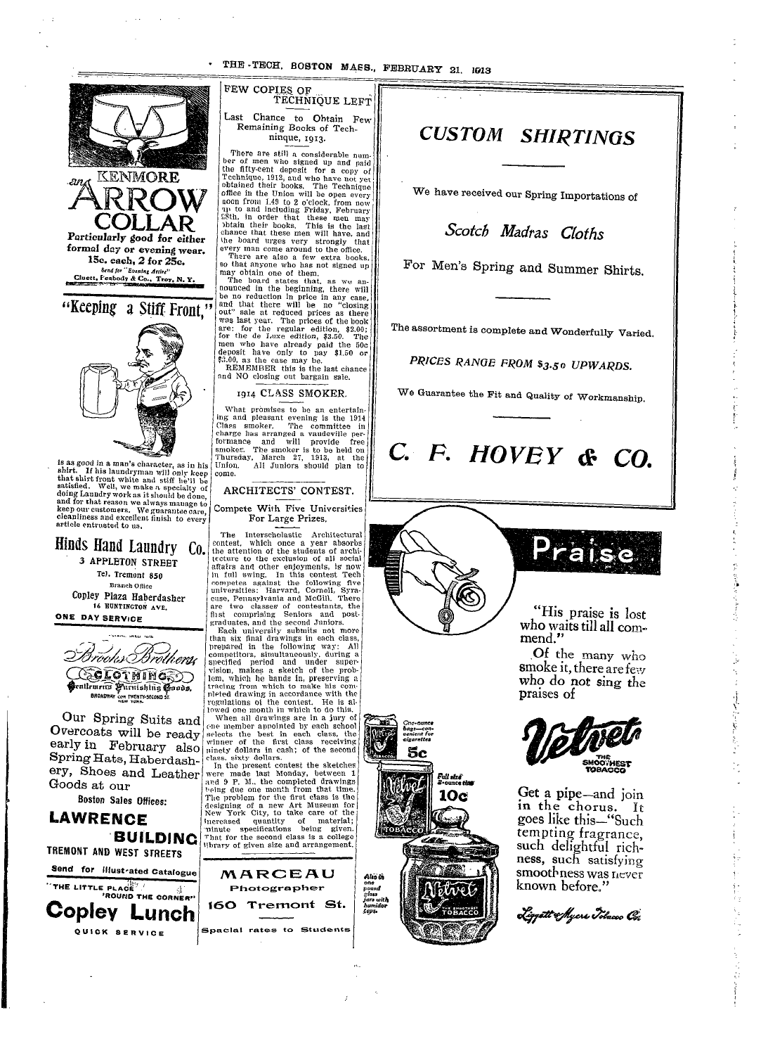## KENMORE
# ARROW COLLAR

**Particularly good for either formal day or evening wear.**
**15c. each, 2 for 25c.**

Send for "Evening Attire"
Cluett, Peabody & Co., Troy, N. Y.

# "Keeping a Stiff Front,"

is as good in a man's character, as in his shirt. If his laundryman will only keep that shirt front white and stiff he'll be satisfied. Well, we make a specialty of doing Laundry work as it should be done, and for that reason we always manage to keep our customers. We guarantee care, cleanliness and excellent finish to every article entrusted to us.

## Hinds Hand Laundry Co.

3 APPLETON STREET
Tel. Tremont 850
Branch Office
Copley Plaza Haberdasher
16 HUNTINGTON AVE.
ONE DAY SERVICE

## Brooks Brothers

CLOTHING
Gentlemen's Furnishing Goods,
BROADWAY cor. TWENTY-SECOND ST.
NEW YORK.

Our Spring Suits and Overcoats will be ready early in February also Spring Hats, Haberdashery, Shoes and Leather Goods at our

Boston Sales Offices:

## LAWRENCE BUILDING

TREMONT AND WEST STREETS

Send for Illustrated Catalogue

"THE LITTLE PLACE 'ROUND THE CORNER"

## Copley Lunch

QUICK SERVICE

## FEW COPIES OF TECHNIQUE LEFT

Last Chance to Obtain Few Remaining Books of Technique, 1913.

There are still a considerable number of men who signed up and paid the fifty-cent deposit for a copy of Technique, 1913, and who have not yet obtained their books. The Technique office in the Union will be open every noon from 1.40 to 2 o'clock, from now up to and including Friday, February 28th, in order that these men may obtain their books. This is the last chance that these men will have, and the board urges very strongly that every man come around to the office.

There are also a few extra books, so that anyone who has not signed up may obtain one of them.

The board states that, as we announced in the beginning, there will be no reduction in price in any case, and that there will be no "closing out" sale at reduced prices as there was last year. The prices of the book are: for the regular edition, $2.00; for the de Luxe edition, $3.50. The men who have already paid the 50c deposit have only to pay $1.50 or $3.00, as the case may be.

REMEMBER this is the last chance and NO closing out bargain sale.

## 1914 CLASS SMOKER.

What promises to be an entertaining and pleasant evening is the 1914 Class smoker. The committee in charge has arranged a vaudeville performance and will provide free smokes. The smoker is to be held on Thursday, March 27, 1913, at the Union. All Juniors should plan to come.

## ARCHITECTS' CONTEST.

Compete With Five Universities For Large Prizes.

The Interscholastic Architectural contest, which once a year absorbs the attention of the students of architecture to the exclusion of all social affairs and other enjoyments, is now in full swing. In this contest Tech competes against the following five universities: Harvard, Cornell, Syracuse, Pennsylvania and McGill. There are two classes of contestants, the first comprising Seniors and post-graduates, and the second Juniors.

Each university submits not more than six final drawings in each class, prepared in the following way: All competitors, simultaneously, during a specified period and under supervision, makes a sketch of the problem, which he hands in, preserving a tracing from which to make his completed drawing in accordance with the regulations of the contest. He is allowed one month in which to do this.

When all drawings are in a jury of one member appointed by each school selects the best in each class, the winner of the first class receiving ninety dollars in cash; of the second class, sixty dollars.

In the present contest the sketches were made last Monday, between 1 and 9 P. M., the completed drawings being due one month from that time. The problem for the first class is the designing of a new Art Museum for New York City, to take care of the increased quantity of material; minute specifications being given. That for the second class is a college library of given size and arrangement.

## MARCEAU

Photographer
160 Tremont St.
Special rates to Students

# CUSTOM SHIRTINGS

We have received our Spring Importations of

*Scotch Madras Cloths*

For Men's Spring and Summer Shirts.

The assortment is complete and Wonderfully Varied.

*PRICES RANGE FROM $3.50 UPWARDS.*

We Guarantee the Fit and Quality of Workmanship.

# C. F. HOVEY & CO.

## Praise

"His praise is lost who waits till all commend."

Of the many who smoke it, there are few who do not sing the praises of

**Velvet** THE SMOOTHEST TOBACCO

Get a pipe—and join in the chorus. It goes like this—"Such tempting fragrance, such delightful richness, such satisfying smoothness was never known before."

One-ounce bags—convenient for cigarettes 5c

Full size 2-ounce tins 10c

Also in one pound glass jars with humidor tops.

Liggett & Myers Tobacco Co.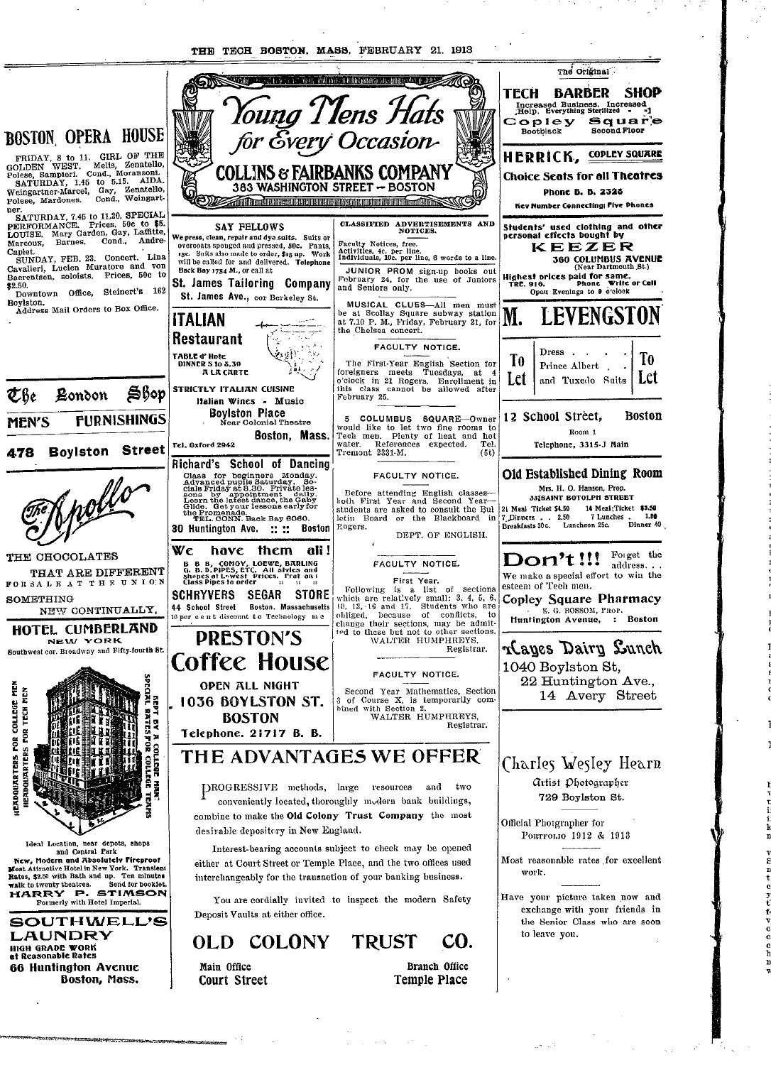## BOSTON OPERA HOUSE

FRIDAY, 8 to 11. GIRL OF THE GOLDEN WEST. Melis, Zenatello, Polese, Sampieri. Cond., Moranzoni.

SATURDAY, 1.45 to 5.15. AIDA. Weingartner-Marcel, Gay, Zenatello, Polese, Mardones. Cond., Weingartner.

SATURDAY, 7.45 to 11.20, SPECIAL PERFORMANCE. Prices, 50c to $5. LOUISE. Mary Garden, Gay, Laffitte, Marcoux, Barnes. Cond., Andre-Caplet.

SUNDAY, FEB. 23. Concert. Lina Cavalieri, Lucien Muratore and von Baerentsen, soloists. Prices, 50c to $2.50.

Downtown Office, Steinert's 162 Boylston.

Address Mail Orders to Box Office.

---

## The London Shop

**MEN'S FURNISHINGS**

**478 Boylston Street**

---

## The Apollo

THE CHOCOLATES THAT ARE DIFFERENT

FOR SALE AT THE UNION

SOMETHING NEW CONTINUALLY.

---

## HOTEL CUMBERLAND

NEW YORK

Southwest cor. Broadway and Fifty-fourth St.

HEADQUARTERS FOR COLLEGE MEN
HEADQUARTERS FOR TECH MEN

KEPT BY A COLLEGE MAN
SPECIAL RATES FOR COLLEGE TEAMS

Ideal Location, near depots, shops and Central Park

**New, Modern and Absolutely Fireproof**

Most Attractive Hotel in New York. Transient Rates, $2.50 with Bath and up. Ten minutes walk to twenty theatres. Send for booklet.

**HARRY P. STIMSON**

Formerly with Hotel Imperial.

---

## SOUTHWELL'S LAUNDRY

HIGH GRADE WORK at Reasonable Rates

**66 Huntington Avenue**
**Boston, Mass.**

---

## Young Mens Hats for Every Occasion

**COLLINS & FAIRBANKS COMPANY**

**383 WASHINGTON STREET — BOSTON**

---

### SAY FELLOWS

We press, clean, repair and dye suits. Suits or overcoats sponged and pressed, 50c. Pants, 15c. Suits also made to order, $15 up. Work will be called for and delivered. Telephone Back Bay 1754 M., or call at

**St. James Tailoring Company**

St. James Ave., cor Berkeley St.

---

## ITALIAN Restaurant

TABLE d' Hote
DINNER 5 to 8.30
A LA CARTE

STRICTLY ITALIAN CUISINE

Italian Wines - Music

**Boylston Place**

Near Colonial Theatre

**Boston, Mass.**

Tel. Oxford 2942

---

## Richard's School of Dancing

Class for beginners Monday. Advanced pupils Saturday. Sociale Friday at 8.30. Private lessons by appointment daily. Learn the latest dance, the Gaby Glide. Get your lessons early for the Promenade.

TEL. CONN. Back Bay 6060.

**30 Huntington Ave. :: :: Boston**

---

## We have them all!

B B B, COMOY, LOEWE, BARLING G. B. D. PIPES, ETC. All styles and Shapes at Lowest Prices. Frat and Class Pipes to order

**SCHRYVERS SEGAR STORE**

**44 School Street Boston. Massachusetts**

10 per cent discount to Technology men

---

## PRESTON'S Coffee House

OPEN ALL NIGHT

**1036 BOYLSTON ST.**

**BOSTON**

**Telephone. 21717 B. B.**

---

### CLASSIFIED ADVERTISEMENTS AND NOTICES.

Faculty Notices, free.
Activities, 4c. per line.
Individuals, 10c. per line, 6 words to a line.

---

JUNIOR PROM sign-up books out February 24, for the use of Juniors and Seniors only.

---

MUSICAL CLUBS—All men must be at Scollay Square subway station at 7.10 P. M., Friday, February 21, for the Chelsea concert.

---

### FACULTY NOTICE.

The First-Year English Section for foreigners meets Tuesdays, at 4 o'clock in 21 Rogers. Enrollment in this class cannot be allowed after February 25.

---

5 COLUMBUS SQUARE—Owner would like to let two fine rooms to Tech men. Plenty of heat and hot water. References expected. Tel. Tremont 2331-M. (5t)

---

### FACULTY NOTICE.

Before attending English classes—both First Year and Second Year—students are asked to consult the Bulletin Board or the Blackboard in Rogers.

DEPT. OF ENGLISH.

---

### FACULTY NOTICE.

First Year.

Following is a list of sections which are relatively small: 3, 4, 5, 6, 10, 13, 16 and 17. Students who are obliged, because of conflicts, to change their sections, may be admitted to these but not to other sections.

WALTER HUMPHREYS,
Registrar.

---

### FACULTY NOTICE.

Second Year Mathematics, Section 3 of Course X, is temporarily combined with Section 2.

WALTER HUMPHREYS,
Registrar.

---

## THE ADVANTAGES WE OFFER

PROGRESSIVE methods, large resources and two conveniently located, thoroughly modern bank buildings, combine to make the **Old Colony Trust Company** the most desirable depository in New England.

Interest-bearing accounts subject to check may be opened either at Court Street or Temple Place, and the two offices used interchangeably for the transaction of your banking business.

You are cordially invited to inspect the modern Safety Deposit Vaults at either office.

## OLD COLONY TRUST CO.

**Main Office** — **Court Street**

**Branch Office** — **Temple Place**

---

The Original

## TECH BARBER SHOP

Increased Business. Increased Help. Everything Sterilized

**Copley Square**

Bootblack — Second Floor

---

## HERRICK, COPLEY SQUARE

**Choice Seats for all Theatres**

**Phone B. B. 2328**

Key Number Connecting Five Phones

---

**Students' used clothing and other personal effects bought by**

## KEEZER

**360 COLUMBUS AVENUE**

(Near Dartmouth St.)

**Highest prices paid for same.**

TEL. 916. Phone Write or Call

Open Evenings to 9 o'clock

---

## M. LEVENGSTON

| | | |
|---|---|---|
| To Let | Dress . . . . Prince Albert . . and Tuxedo Suits | To Let |

**12 School Street, Boston**

Room 1

Telephone, 3315-J Main

---

## Old Established Dining Room

Mrs. H. O. Hanson, Prop.

33 SAINT BOTOLPH STREET

21 Meal Ticket $4.50 — 14 Meal Ticket $3.50
7 Dinners . . 2.50 — 7 Lunches . 1.80
Breakfasts 20c. Luncheon 25c. Dinner 40

---

## Don't!!! Forget the address. . .

We make a special effort to win the esteem of Tech men.

**Copley Square Pharmacy**

E. G. BOSSOM, Prop.

**Huntington Avenue, : Boston**

---

## Cayes Dairy Lunch

1040 Boylston St,
22 Huntington Ave.,
14 Avery Street

---

## Charles Wesley Hearn

Artist Photographer

729 Boylston St.

Official Photographer for PORTFOLIO 1912 & 1913

Most reasonable rates for excellent work.

Have your picture taken now and exchange with your friends in the Senior Class who are soon to leave you.